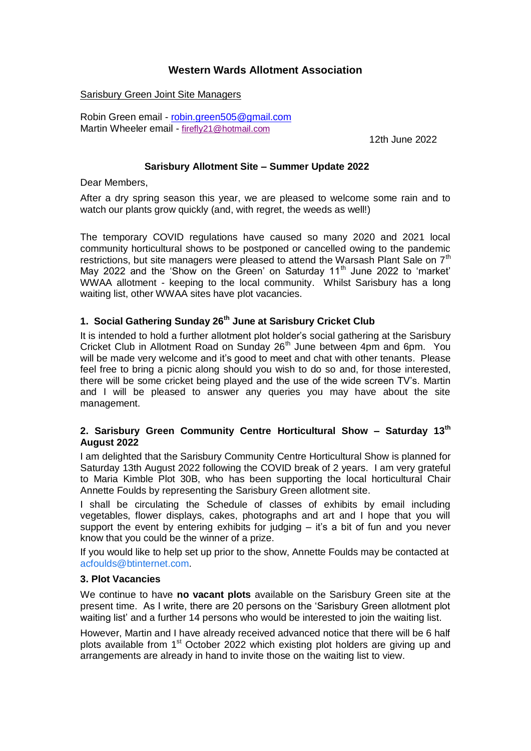# Western Wards Allotment Association

Sarisbury Green Joint Site Managers

Robin Green email - robin.green505@gmail.com
Martin Wheeler email - firefly21@hotmail.com

12th June 2022

## Sarisbury Allotment Site – Summer Update 2022

Dear Members,

After a dry spring season this year, we are pleased to welcome some rain and to watch our plants grow quickly (and, with regret, the weeds as well!)

The temporary COVID regulations have caused so many 2020 and 2021 local community horticultural shows to be postponed or cancelled owing to the pandemic restrictions, but site managers were pleased to attend the Warsash Plant Sale on 7th May 2022 and the 'Show on the Green' on Saturday 11th June 2022 to 'market' WWAA allotment - keeping to the local community. Whilst Sarisbury has a long waiting list, other WWAA sites have plot vacancies.

### 1. Social Gathering Sunday 26th June at Sarisbury Cricket Club

It is intended to hold a further allotment plot holder's social gathering at the Sarisbury Cricket Club in Allotment Road on Sunday 26th June between 4pm and 6pm. You will be made very welcome and it's good to meet and chat with other tenants. Please feel free to bring a picnic along should you wish to do so and, for those interested, there will be some cricket being played and the use of the wide screen TV's. Martin and I will be pleased to answer any queries you may have about the site management.

### 2. Sarisbury Green Community Centre Horticultural Show – Saturday 13th August 2022

I am delighted that the Sarisbury Community Centre Horticultural Show is planned for Saturday 13th August 2022 following the COVID break of 2 years. I am very grateful to Maria Kimble Plot 30B, who has been supporting the local horticultural Chair Annette Foulds by representing the Sarisbury Green allotment site.

I shall be circulating the Schedule of classes of exhibits by email including vegetables, flower displays, cakes, photographs and art and I hope that you will support the event by entering exhibits for judging – it's a bit of fun and you never know that you could be the winner of a prize.

If you would like to help set up prior to the show, Annette Foulds may be contacted at acfoulds@btinternet.com.

### 3. Plot Vacancies

We continue to have **no vacant plots** available on the Sarisbury Green site at the present time. As I write, there are 20 persons on the 'Sarisbury Green allotment plot waiting list' and a further 14 persons who would be interested to join the waiting list.

However, Martin and I have already received advanced notice that there will be 6 half plots available from 1st October 2022 which existing plot holders are giving up and arrangements are already in hand to invite those on the waiting list to view.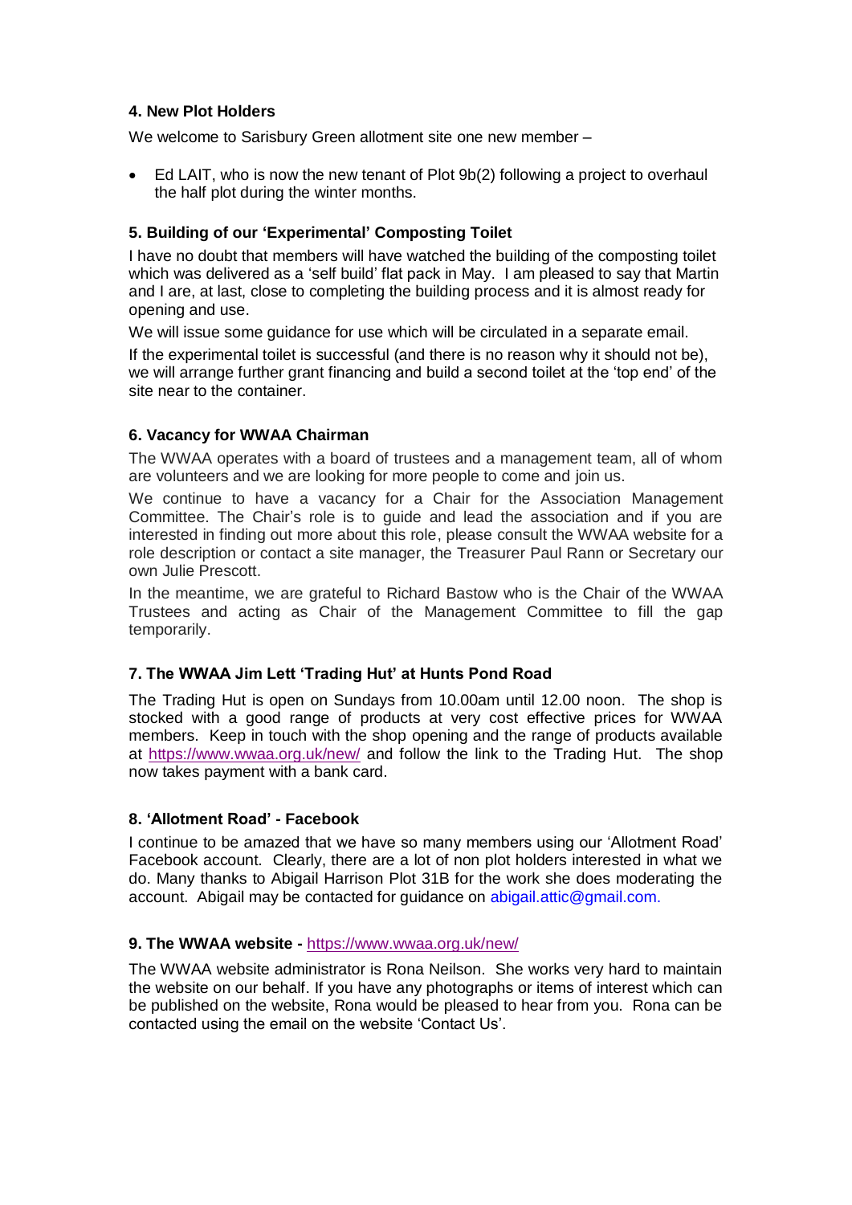### 4. New Plot Holders

We welcome to Sarisbury Green allotment site one new member –

- Ed LAIT, who is now the new tenant of Plot 9b(2) following a project to overhaul the half plot during the winter months.

### 5. Building of our 'Experimental' Composting Toilet

I have no doubt that members will have watched the building of the composting toilet which was delivered as a 'self build' flat pack in May. I am pleased to say that Martin and I are, at last, close to completing the building process and it is almost ready for opening and use.

We will issue some guidance for use which will be circulated in a separate email.

If the experimental toilet is successful (and there is no reason why it should not be), we will arrange further grant financing and build a second toilet at the 'top end' of the site near to the container.

### 6. Vacancy for WWAA Chairman

The WWAA operates with a board of trustees and a management team, all of whom are volunteers and we are looking for more people to come and join us.

We continue to have a vacancy for a Chair for the Association Management Committee. The Chair's role is to guide and lead the association and if you are interested in finding out more about this role, please consult the WWAA website for a role description or contact a site manager, the Treasurer Paul Rann or Secretary our own Julie Prescott.

In the meantime, we are grateful to Richard Bastow who is the Chair of the WWAA Trustees and acting as Chair of the Management Committee to fill the gap temporarily.

### 7. The WWAA Jim Lett 'Trading Hut' at Hunts Pond Road

The Trading Hut is open on Sundays from 10.00am until 12.00 noon. The shop is stocked with a good range of products at very cost effective prices for WWAA members. Keep in touch with the shop opening and the range of products available at https://www.wwaa.org.uk/new/ and follow the link to the Trading Hut. The shop now takes payment with a bank card.

### 8. 'Allotment Road' - Facebook

I continue to be amazed that we have so many members using our 'Allotment Road' Facebook account. Clearly, there are a lot of non plot holders interested in what we do. Many thanks to Abigail Harrison Plot 31B for the work she does moderating the account. Abigail may be contacted for guidance on abigail.attic@gmail.com.

### 9. The WWAA website - https://www.wwaa.org.uk/new/

The WWAA website administrator is Rona Neilson. She works very hard to maintain the website on our behalf. If you have any photographs or items of interest which can be published on the website, Rona would be pleased to hear from you. Rona can be contacted using the email on the website 'Contact Us'.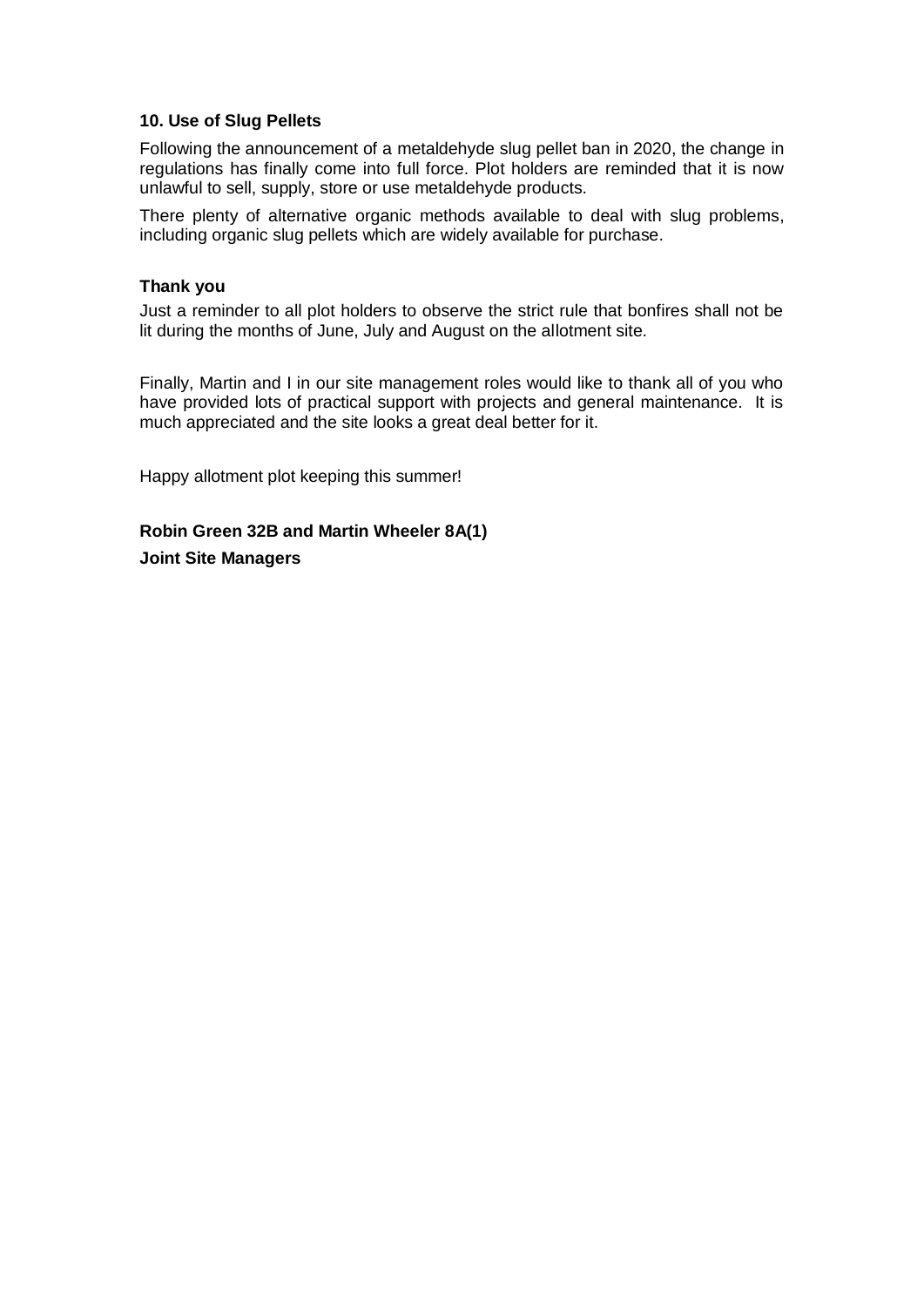### 10. Use of Slug Pellets

Following the announcement of a metaldehyde slug pellet ban in 2020, the change in regulations has finally come into full force. Plot holders are reminded that it is now unlawful to sell, supply, store or use metaldehyde products.

There plenty of alternative organic methods available to deal with slug problems, including organic slug pellets which are widely available for purchase.

### Thank you

Just a reminder to all plot holders to observe the strict rule that bonfires shall not be lit during the months of June, July and August on the allotment site.

Finally, Martin and I in our site management roles would like to thank all of you who have provided lots of practical support with projects and general maintenance. It is much appreciated and the site looks a great deal better for it.

Happy allotment plot keeping this summer!

**Robin Green 32B and Martin Wheeler 8A(1)**

**Joint Site Managers**